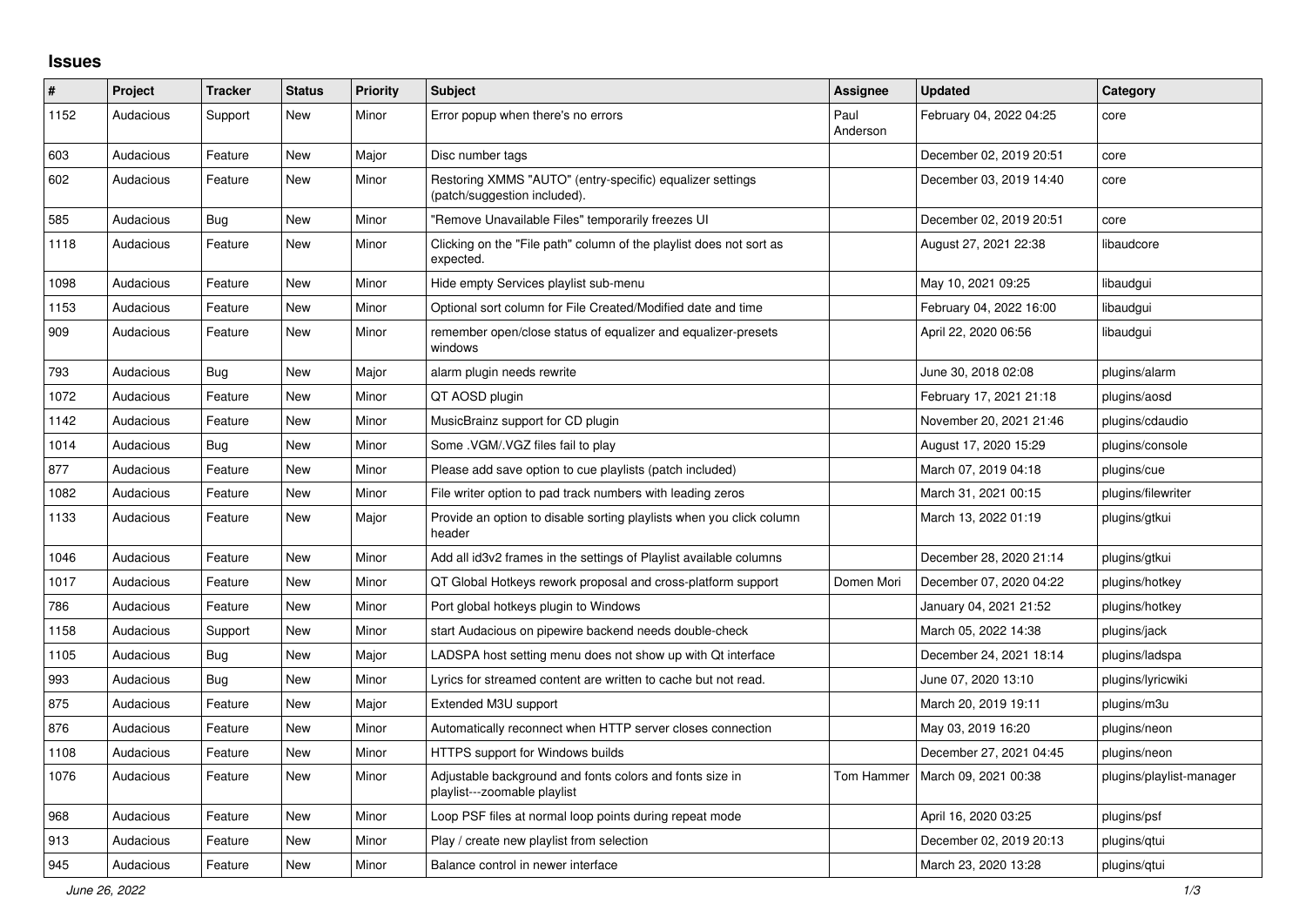# Issues

| # | Project | Tracker | Status | Priority | Subject | Assignee | Updated | Category |
|---|---|---|---|---|---|---|---|---|
| 1152 | Audacious | Support | New | Minor | Error popup when there's no errors | Paul Anderson | February 04, 2022 04:25 | core |
| 603 | Audacious | Feature | New | Major | Disc number tags | | December 02, 2019 20:51 | core |
| 602 | Audacious | Feature | New | Minor | Restoring XMMS "AUTO" (entry-specific) equalizer settings (patch/suggestion included). | | December 03, 2019 14:40 | core |
| 585 | Audacious | Bug | New | Minor | "Remove Unavailable Files" temporarily freezes UI | | December 02, 2019 20:51 | core |
| 1118 | Audacious | Feature | New | Minor | Clicking on the "File path" column of the playlist does not sort as expected. | | August 27, 2021 22:38 | libaudcore |
| 1098 | Audacious | Feature | New | Minor | Hide empty Services playlist sub-menu | | May 10, 2021 09:25 | libaudgui |
| 1153 | Audacious | Feature | New | Minor | Optional sort column for File Created/Modified date and time | | February 04, 2022 16:00 | libaudgui |
| 909 | Audacious | Feature | New | Minor | remember open/close status of equalizer and equalizer-presets windows | | April 22, 2020 06:56 | libaudgui |
| 793 | Audacious | Bug | New | Major | alarm plugin needs rewrite | | June 30, 2018 02:08 | plugins/alarm |
| 1072 | Audacious | Feature | New | Minor | QT AOSD plugin | | February 17, 2021 21:18 | plugins/aosd |
| 1142 | Audacious | Feature | New | Minor | MusicBrainz support for CD plugin | | November 20, 2021 21:46 | plugins/cdaudio |
| 1014 | Audacious | Bug | New | Minor | Some .VGM/.VGZ files fail to play | | August 17, 2020 15:29 | plugins/console |
| 877 | Audacious | Feature | New | Minor | Please add save option to cue playlists (patch included) | | March 07, 2019 04:18 | plugins/cue |
| 1082 | Audacious | Feature | New | Minor | File writer option to pad track numbers with leading zeros | | March 31, 2021 00:15 | plugins/filewriter |
| 1133 | Audacious | Feature | New | Major | Provide an option to disable sorting playlists when you click column header | | March 13, 2022 01:19 | plugins/gtkui |
| 1046 | Audacious | Feature | New | Minor | Add all id3v2 frames in the settings of Playlist available columns | | December 28, 2020 21:14 | plugins/gtkui |
| 1017 | Audacious | Feature | New | Minor | QT Global Hotkeys rework proposal and cross-platform support | Domen Mori | December 07, 2020 04:22 | plugins/hotkey |
| 786 | Audacious | Feature | New | Minor | Port global hotkeys plugin to Windows | | January 04, 2021 21:52 | plugins/hotkey |
| 1158 | Audacious | Support | New | Minor | start Audacious on pipewire backend needs double-check | | March 05, 2022 14:38 | plugins/jack |
| 1105 | Audacious | Bug | New | Major | LADSPA host setting menu does not show up with Qt interface | | December 24, 2021 18:14 | plugins/ladspa |
| 993 | Audacious | Bug | New | Minor | Lyrics for streamed content are written to cache but not read. | | June 07, 2020 13:10 | plugins/lyricwiki |
| 875 | Audacious | Feature | New | Major | Extended M3U support | | March 20, 2019 19:11 | plugins/m3u |
| 876 | Audacious | Feature | New | Minor | Automatically reconnect when HTTP server closes connection | | May 03, 2019 16:20 | plugins/neon |
| 1108 | Audacious | Feature | New | Minor | HTTPS support for Windows builds | | December 27, 2021 04:45 | plugins/neon |
| 1076 | Audacious | Feature | New | Minor | Adjustable background and fonts colors and fonts size in playlist---zoomable playlist | Tom Hammer | March 09, 2021 00:38 | plugins/playlist-manager |
| 968 | Audacious | Feature | New | Minor | Loop PSF files at normal loop points during repeat mode | | April 16, 2020 03:25 | plugins/psf |
| 913 | Audacious | Feature | New | Minor | Play / create new playlist from selection | | December 02, 2019 20:13 | plugins/qtui |
| 945 | Audacious | Feature | New | Minor | Balance control in newer interface | | March 23, 2020 13:28 | plugins/qtui |

*June 26, 2022*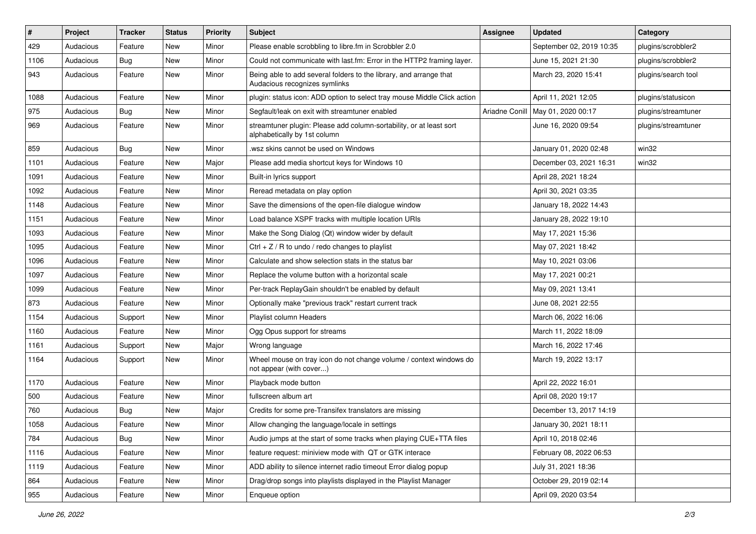| # | Project | Tracker | Status | Priority | Subject | Assignee | Updated | Category |
|---|---|---|---|---|---|---|---|---|
| 429 | Audacious | Feature | New | Minor | Please enable scrobbling to libre.fm in Scrobbler 2.0 | | September 02, 2019 10:35 | plugins/scrobbler2 |
| 1106 | Audacious | Bug | New | Minor | Could not communicate with last.fm: Error in the HTTP2 framing layer. | | June 15, 2021 21:30 | plugins/scrobbler2 |
| 943 | Audacious | Feature | New | Minor | Being able to add several folders to the library, and arrange that Audacious recognizes symlinks | | March 23, 2020 15:41 | plugins/search tool |
| 1088 | Audacious | Feature | New | Minor | plugin: status icon: ADD option to select tray mouse Middle Click action | | April 11, 2021 12:05 | plugins/statusicon |
| 975 | Audacious | Bug | New | Minor | Segfault/leak on exit with streamtuner enabled | Ariadne Conill | May 01, 2020 00:17 | plugins/streamtuner |
| 969 | Audacious | Feature | New | Minor | streamtuner plugin: Please add column-sortability, or at least sort alphabetically by 1st column | | June 16, 2020 09:54 | plugins/streamtuner |
| 859 | Audacious | Bug | New | Minor | .wsz skins cannot be used on Windows | | January 01, 2020 02:48 | win32 |
| 1101 | Audacious | Feature | New | Major | Please add media shortcut keys for Windows 10 | | December 03, 2021 16:31 | win32 |
| 1091 | Audacious | Feature | New | Minor | Built-in lyrics support | | April 28, 2021 18:24 | |
| 1092 | Audacious | Feature | New | Minor | Reread metadata on play option | | April 30, 2021 03:35 | |
| 1148 | Audacious | Feature | New | Minor | Save the dimensions of the open-file dialogue window | | January 18, 2022 14:43 | |
| 1151 | Audacious | Feature | New | Minor | Load balance XSPF tracks with multiple location URIs | | January 28, 2022 19:10 | |
| 1093 | Audacious | Feature | New | Minor | Make the Song Dialog (Qt) window wider by default | | May 17, 2021 15:36 | |
| 1095 | Audacious | Feature | New | Minor | Ctrl + Z / R to undo / redo changes to playlist | | May 07, 2021 18:42 | |
| 1096 | Audacious | Feature | New | Minor | Calculate and show selection stats in the status bar | | May 10, 2021 03:06 | |
| 1097 | Audacious | Feature | New | Minor | Replace the volume button with a horizontal scale | | May 17, 2021 00:21 | |
| 1099 | Audacious | Feature | New | Minor | Per-track ReplayGain shouldn't be enabled by default | | May 09, 2021 13:41 | |
| 873 | Audacious | Feature | New | Minor | Optionally make "previous track" restart current track | | June 08, 2021 22:55 | |
| 1154 | Audacious | Support | New | Minor | Playlist column Headers | | March 06, 2022 16:06 | |
| 1160 | Audacious | Feature | New | Minor | Ogg Opus support for streams | | March 11, 2022 18:09 | |
| 1161 | Audacious | Support | New | Major | Wrong language | | March 16, 2022 17:46 | |
| 1164 | Audacious | Support | New | Minor | Wheel mouse on tray icon do not change volume / context windows do not appear (with cover...) | | March 19, 2022 13:17 | |
| 1170 | Audacious | Feature | New | Minor | Playback mode button | | April 22, 2022 16:01 | |
| 500 | Audacious | Feature | New | Minor | fullscreen album art | | April 08, 2020 19:17 | |
| 760 | Audacious | Bug | New | Major | Credits for some pre-Transifex translators are missing | | December 13, 2017 14:19 | |
| 1058 | Audacious | Feature | New | Minor | Allow changing the language/locale in settings | | January 30, 2021 18:11 | |
| 784 | Audacious | Bug | New | Minor | Audio jumps at the start of some tracks when playing CUE+TTA files | | April 10, 2018 02:46 | |
| 1116 | Audacious | Feature | New | Minor | feature request: miniview mode with QT or GTK interace | | February 08, 2022 06:53 | |
| 1119 | Audacious | Feature | New | Minor | ADD ability to silence internet radio timeout Error dialog popup | | July 31, 2021 18:36 | |
| 864 | Audacious | Feature | New | Minor | Drag/drop songs into playlists displayed in the Playlist Manager | | October 29, 2019 02:14 | |
| 955 | Audacious | Feature | New | Minor | Enqueue option | | April 09, 2020 03:54 | |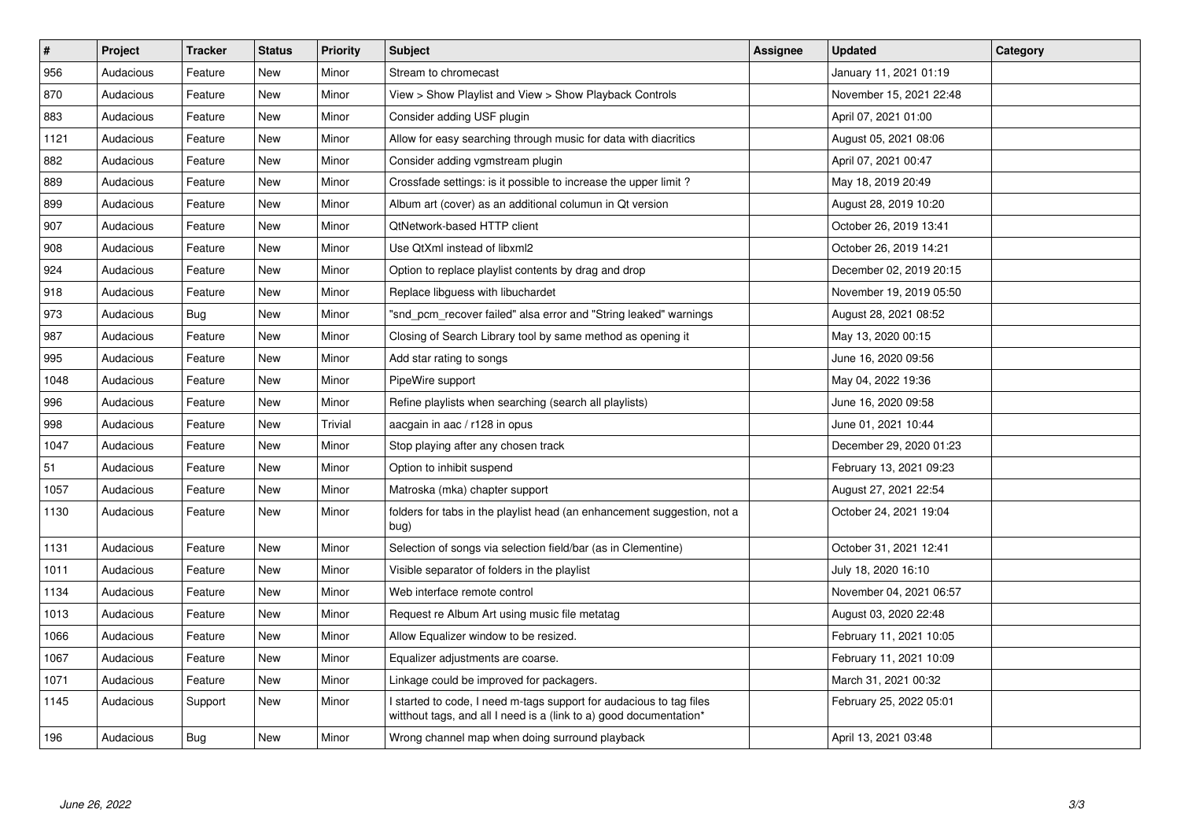| # | Project | Tracker | Status | Priority | Subject | Assignee | Updated | Category |
|---|---|---|---|---|---|---|---|---|
| 956 | Audacious | Feature | New | Minor | Stream to chromecast | | January 11, 2021 01:19 | |
| 870 | Audacious | Feature | New | Minor | View > Show Playlist and View > Show Playback Controls | | November 15, 2021 22:48 | |
| 883 | Audacious | Feature | New | Minor | Consider adding USF plugin | | April 07, 2021 01:00 | |
| 1121 | Audacious | Feature | New | Minor | Allow for easy searching through music for data with diacritics | | August 05, 2021 08:06 | |
| 882 | Audacious | Feature | New | Minor | Consider adding vgmstream plugin | | April 07, 2021 00:47 | |
| 889 | Audacious | Feature | New | Minor | Crossfade settings: is it possible to increase the upper limit ? | | May 18, 2019 20:49 | |
| 899 | Audacious | Feature | New | Minor | Album art (cover) as an additional columun in Qt version | | August 28, 2019 10:20 | |
| 907 | Audacious | Feature | New | Minor | QtNetwork-based HTTP client | | October 26, 2019 13:41 | |
| 908 | Audacious | Feature | New | Minor | Use QtXml instead of libxml2 | | October 26, 2019 14:21 | |
| 924 | Audacious | Feature | New | Minor | Option to replace playlist contents by drag and drop | | December 02, 2019 20:15 | |
| 918 | Audacious | Feature | New | Minor | Replace libguess with libuchardet | | November 19, 2019 05:50 | |
| 973 | Audacious | Bug | New | Minor | "snd_pcm_recover failed" alsa error and "String leaked" warnings | | August 28, 2021 08:52 | |
| 987 | Audacious | Feature | New | Minor | Closing of Search Library tool by same method as opening it | | May 13, 2020 00:15 | |
| 995 | Audacious | Feature | New | Minor | Add star rating to songs | | June 16, 2020 09:56 | |
| 1048 | Audacious | Feature | New | Minor | PipeWire support | | May 04, 2022 19:36 | |
| 996 | Audacious | Feature | New | Minor | Refine playlists when searching (search all playlists) | | June 16, 2020 09:58 | |
| 998 | Audacious | Feature | New | Trivial | aacgain in aac / r128 in opus | | June 01, 2021 10:44 | |
| 1047 | Audacious | Feature | New | Minor | Stop playing after any chosen track | | December 29, 2020 01:23 | |
| 51 | Audacious | Feature | New | Minor | Option to inhibit suspend | | February 13, 2021 09:23 | |
| 1057 | Audacious | Feature | New | Minor | Matroska (mka) chapter support | | August 27, 2021 22:54 | |
| 1130 | Audacious | Feature | New | Minor | folders for tabs in the playlist head (an enhancement suggestion, not a bug) | | October 24, 2021 19:04 | |
| 1131 | Audacious | Feature | New | Minor | Selection of songs via selection field/bar (as in Clementine) | | October 31, 2021 12:41 | |
| 1011 | Audacious | Feature | New | Minor | Visible separator of folders in the playlist | | July 18, 2020 16:10 | |
| 1134 | Audacious | Feature | New | Minor | Web interface remote control | | November 04, 2021 06:57 | |
| 1013 | Audacious | Feature | New | Minor | Request re Album Art using music file metatag | | August 03, 2020 22:48 | |
| 1066 | Audacious | Feature | New | Minor | Allow Equalizer window to be resized. | | February 11, 2021 10:05 | |
| 1067 | Audacious | Feature | New | Minor | Equalizer adjustments are coarse. | | February 11, 2021 10:09 | |
| 1071 | Audacious | Feature | New | Minor | Linkage could be improved for packagers. | | March 31, 2021 00:32 | |
| 1145 | Audacious | Support | New | Minor | I started to code, I need m-tags support for audacious to tag files witthout tags, and all I need is a (link to a) good documentation* | | February 25, 2022 05:01 | |
| 196 | Audacious | Bug | New | Minor | Wrong channel map when doing surround playback | | April 13, 2021 03:48 | |

*June 26, 2022*